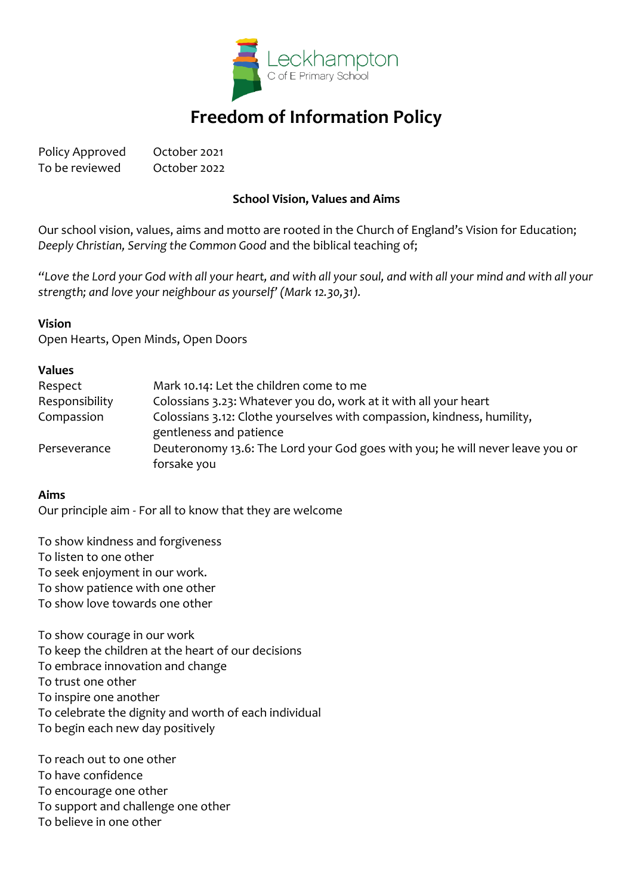Leckhampton
C of E Primary School

# Freedom of Information Policy

| | |
|---|---|
| Policy Approved | October 2021 |
| To be reviewed | October 2022 |

**School Vision, Values and Aims**

Our school vision, values, aims and motto are rooted in the Church of England's Vision for Education; *Deeply Christian, Serving the Common Good* and the biblical teaching of;

*"Love the Lord your God with all your heart, and with all your soul, and with all your mind and with all your strength; and love your neighbour as yourself' (Mark 12.30,31).*

**Vision**
Open Hearts, Open Minds, Open Doors

**Values**

| | |
|---|---|
| Respect | Mark 10.14: Let the children come to me |
| Responsibility | Colossians 3.23: Whatever you do, work at it with all your heart |
| Compassion | Colossians 3.12: Clothe yourselves with compassion, kindness, humility, gentleness and patience |
| Perseverance | Deuteronomy 13.6: The Lord your God goes with you; he will never leave you or forsake you |

**Aims**
Our principle aim - For all to know that they are welcome

To show kindness and forgiveness
To listen to one other
To seek enjoyment in our work.
To show patience with one other
To show love towards one other

To show courage in our work
To keep the children at the heart of our decisions
To embrace innovation and change
To trust one other
To inspire one another
To celebrate the dignity and worth of each individual
To begin each new day positively

To reach out to one other
To have confidence
To encourage one other
To support and challenge one other
To believe in one other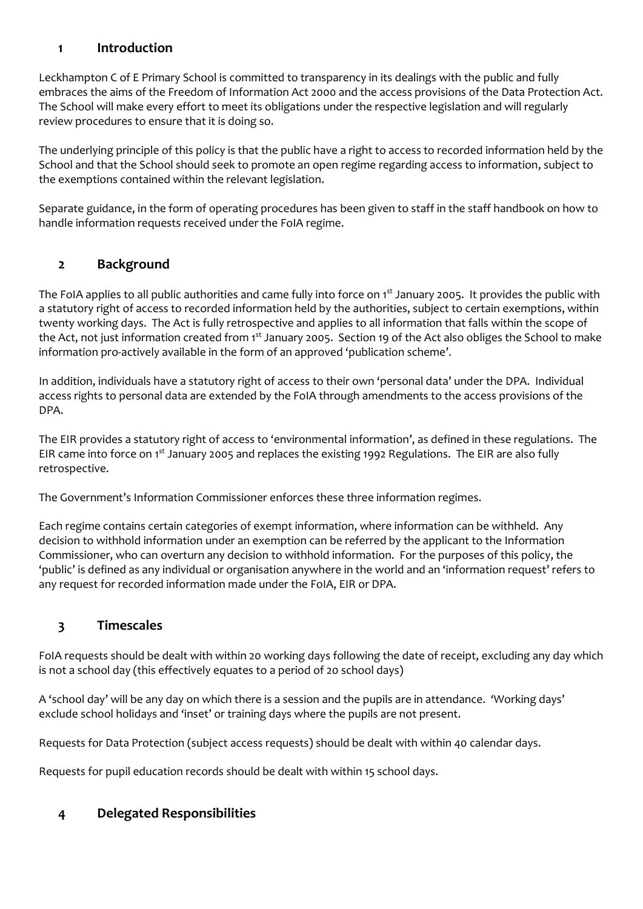## 1 Introduction

Leckhampton C of E Primary School is committed to transparency in its dealings with the public and fully embraces the aims of the Freedom of Information Act 2000 and the access provisions of the Data Protection Act. The School will make every effort to meet its obligations under the respective legislation and will regularly review procedures to ensure that it is doing so.

The underlying principle of this policy is that the public have a right to access to recorded information held by the School and that the School should seek to promote an open regime regarding access to information, subject to the exemptions contained within the relevant legislation.

Separate guidance, in the form of operating procedures has been given to staff in the staff handbook on how to handle information requests received under the FoIA regime.

## 2 Background

The FoIA applies to all public authorities and came fully into force on 1st January 2005. It provides the public with a statutory right of access to recorded information held by the authorities, subject to certain exemptions, within twenty working days. The Act is fully retrospective and applies to all information that falls within the scope of the Act, not just information created from 1st January 2005. Section 19 of the Act also obliges the School to make information pro-actively available in the form of an approved 'publication scheme'.

In addition, individuals have a statutory right of access to their own 'personal data' under the DPA. Individual access rights to personal data are extended by the FoIA through amendments to the access provisions of the DPA.

The EIR provides a statutory right of access to 'environmental information', as defined in these regulations. The EIR came into force on 1st January 2005 and replaces the existing 1992 Regulations. The EIR are also fully retrospective.

The Government's Information Commissioner enforces these three information regimes.

Each regime contains certain categories of exempt information, where information can be withheld. Any decision to withhold information under an exemption can be referred by the applicant to the Information Commissioner, who can overturn any decision to withhold information. For the purposes of this policy, the 'public' is defined as any individual or organisation anywhere in the world and an 'information request' refers to any request for recorded information made under the FoIA, EIR or DPA.

## 3 Timescales

FoIA requests should be dealt with within 20 working days following the date of receipt, excluding any day which is not a school day (this effectively equates to a period of 20 school days)

A 'school day' will be any day on which there is a session and the pupils are in attendance. 'Working days' exclude school holidays and 'inset' or training days where the pupils are not present.

Requests for Data Protection (subject access requests) should be dealt with within 40 calendar days.

Requests for pupil education records should be dealt with within 15 school days.

## 4 Delegated Responsibilities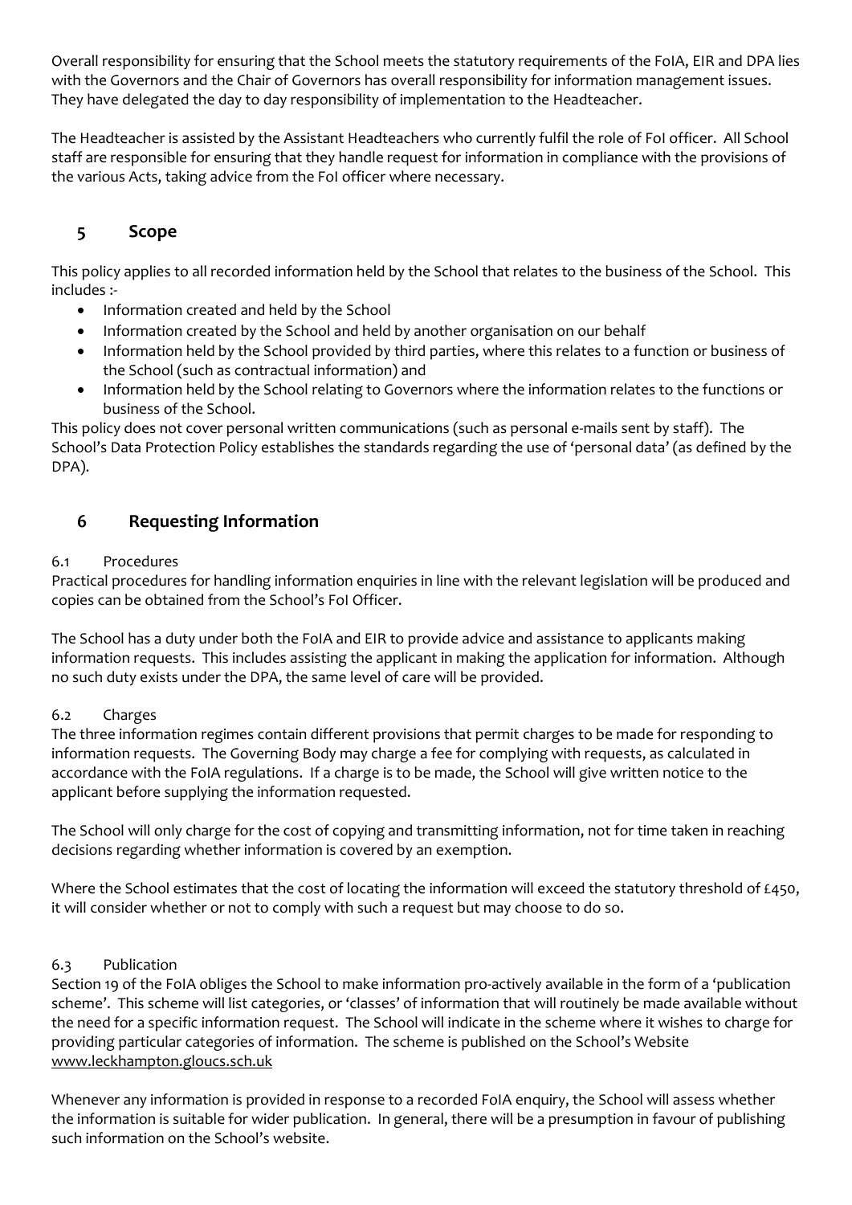Overall responsibility for ensuring that the School meets the statutory requirements of the FoIA, EIR and DPA lies with the Governors and the Chair of Governors has overall responsibility for information management issues. They have delegated the day to day responsibility of implementation to the Headteacher.

The Headteacher is assisted by the Assistant Headteachers who currently fulfil the role of FoI officer. All School staff are responsible for ensuring that they handle request for information in compliance with the provisions of the various Acts, taking advice from the FoI officer where necessary.

## 5 Scope

This policy applies to all recorded information held by the School that relates to the business of the School. This includes :-

- Information created and held by the School
- Information created by the School and held by another organisation on our behalf
- Information held by the School provided by third parties, where this relates to a function or business of the School (such as contractual information) and
- Information held by the School relating to Governors where the information relates to the functions or business of the School.

This policy does not cover personal written communications (such as personal e-mails sent by staff). The School's Data Protection Policy establishes the standards regarding the use of 'personal data' (as defined by the DPA).

## 6 Requesting Information

### 6.1 Procedures

Practical procedures for handling information enquiries in line with the relevant legislation will be produced and copies can be obtained from the School's FoI Officer.

The School has a duty under both the FoIA and EIR to provide advice and assistance to applicants making information requests. This includes assisting the applicant in making the application for information. Although no such duty exists under the DPA, the same level of care will be provided.

### 6.2 Charges

The three information regimes contain different provisions that permit charges to be made for responding to information requests. The Governing Body may charge a fee for complying with requests, as calculated in accordance with the FoIA regulations. If a charge is to be made, the School will give written notice to the applicant before supplying the information requested.

The School will only charge for the cost of copying and transmitting information, not for time taken in reaching decisions regarding whether information is covered by an exemption.

Where the School estimates that the cost of locating the information will exceed the statutory threshold of £450, it will consider whether or not to comply with such a request but may choose to do so.

### 6.3 Publication

Section 19 of the FoIA obliges the School to make information pro-actively available in the form of a 'publication scheme'. This scheme will list categories, or 'classes' of information that will routinely be made available without the need for a specific information request. The School will indicate in the scheme where it wishes to charge for providing particular categories of information. The scheme is published on the School's Website www.leckhampton.gloucs.sch.uk

Whenever any information is provided in response to a recorded FoIA enquiry, the School will assess whether the information is suitable for wider publication. In general, there will be a presumption in favour of publishing such information on the School's website.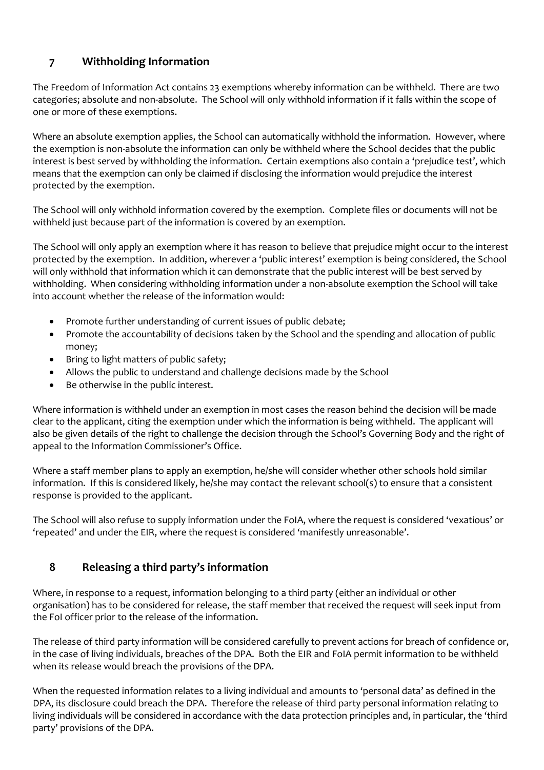## 7 Withholding Information

The Freedom of Information Act contains 23 exemptions whereby information can be withheld. There are two categories; absolute and non-absolute. The School will only withhold information if it falls within the scope of one or more of these exemptions.

Where an absolute exemption applies, the School can automatically withhold the information. However, where the exemption is non-absolute the information can only be withheld where the School decides that the public interest is best served by withholding the information. Certain exemptions also contain a 'prejudice test', which means that the exemption can only be claimed if disclosing the information would prejudice the interest protected by the exemption.

The School will only withhold information covered by the exemption. Complete files or documents will not be withheld just because part of the information is covered by an exemption.

The School will only apply an exemption where it has reason to believe that prejudice might occur to the interest protected by the exemption. In addition, wherever a 'public interest' exemption is being considered, the School will only withhold that information which it can demonstrate that the public interest will be best served by withholding. When considering withholding information under a non-absolute exemption the School will take into account whether the release of the information would:

- Promote further understanding of current issues of public debate;
- Promote the accountability of decisions taken by the School and the spending and allocation of public money;
- Bring to light matters of public safety;
- Allows the public to understand and challenge decisions made by the School
- Be otherwise in the public interest.

Where information is withheld under an exemption in most cases the reason behind the decision will be made clear to the applicant, citing the exemption under which the information is being withheld. The applicant will also be given details of the right to challenge the decision through the School's Governing Body and the right of appeal to the Information Commissioner's Office.

Where a staff member plans to apply an exemption, he/she will consider whether other schools hold similar information. If this is considered likely, he/she may contact the relevant school(s) to ensure that a consistent response is provided to the applicant.

The School will also refuse to supply information under the FoIA, where the request is considered 'vexatious' or 'repeated' and under the EIR, where the request is considered 'manifestly unreasonable'.

## 8 Releasing a third party's information

Where, in response to a request, information belonging to a third party (either an individual or other organisation) has to be considered for release, the staff member that received the request will seek input from the FoI officer prior to the release of the information.

The release of third party information will be considered carefully to prevent actions for breach of confidence or, in the case of living individuals, breaches of the DPA. Both the EIR and FoIA permit information to be withheld when its release would breach the provisions of the DPA.

When the requested information relates to a living individual and amounts to 'personal data' as defined in the DPA, its disclosure could breach the DPA. Therefore the release of third party personal information relating to living individuals will be considered in accordance with the data protection principles and, in particular, the 'third party' provisions of the DPA.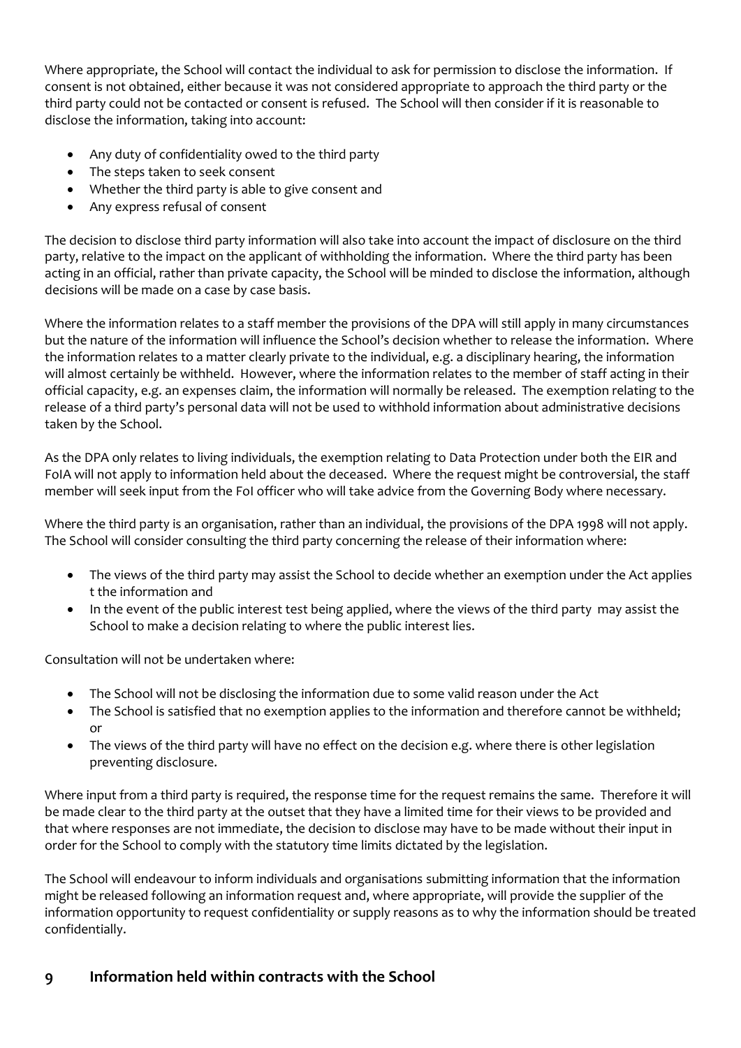Where appropriate, the School will contact the individual to ask for permission to disclose the information. If consent is not obtained, either because it was not considered appropriate to approach the third party or the third party could not be contacted or consent is refused. The School will then consider if it is reasonable to disclose the information, taking into account:

- Any duty of confidentiality owed to the third party
- The steps taken to seek consent
- Whether the third party is able to give consent and
- Any express refusal of consent

The decision to disclose third party information will also take into account the impact of disclosure on the third party, relative to the impact on the applicant of withholding the information. Where the third party has been acting in an official, rather than private capacity, the School will be minded to disclose the information, although decisions will be made on a case by case basis.

Where the information relates to a staff member the provisions of the DPA will still apply in many circumstances but the nature of the information will influence the School's decision whether to release the information. Where the information relates to a matter clearly private to the individual, e.g. a disciplinary hearing, the information will almost certainly be withheld. However, where the information relates to the member of staff acting in their official capacity, e.g. an expenses claim, the information will normally be released. The exemption relating to the release of a third party's personal data will not be used to withhold information about administrative decisions taken by the School.

As the DPA only relates to living individuals, the exemption relating to Data Protection under both the EIR and FoIA will not apply to information held about the deceased. Where the request might be controversial, the staff member will seek input from the FoI officer who will take advice from the Governing Body where necessary.

Where the third party is an organisation, rather than an individual, the provisions of the DPA 1998 will not apply. The School will consider consulting the third party concerning the release of their information where:

- The views of the third party may assist the School to decide whether an exemption under the Act applies t the information and
- In the event of the public interest test being applied, where the views of the third party may assist the School to make a decision relating to where the public interest lies.

Consultation will not be undertaken where:

- The School will not be disclosing the information due to some valid reason under the Act
- The School is satisfied that no exemption applies to the information and therefore cannot be withheld; or
- The views of the third party will have no effect on the decision e.g. where there is other legislation preventing disclosure.

Where input from a third party is required, the response time for the request remains the same. Therefore it will be made clear to the third party at the outset that they have a limited time for their views to be provided and that where responses are not immediate, the decision to disclose may have to be made without their input in order for the School to comply with the statutory time limits dictated by the legislation.

The School will endeavour to inform individuals and organisations submitting information that the information might be released following an information request and, where appropriate, will provide the supplier of the information opportunity to request confidentiality or supply reasons as to why the information should be treated confidentially.

## 9 Information held within contracts with the School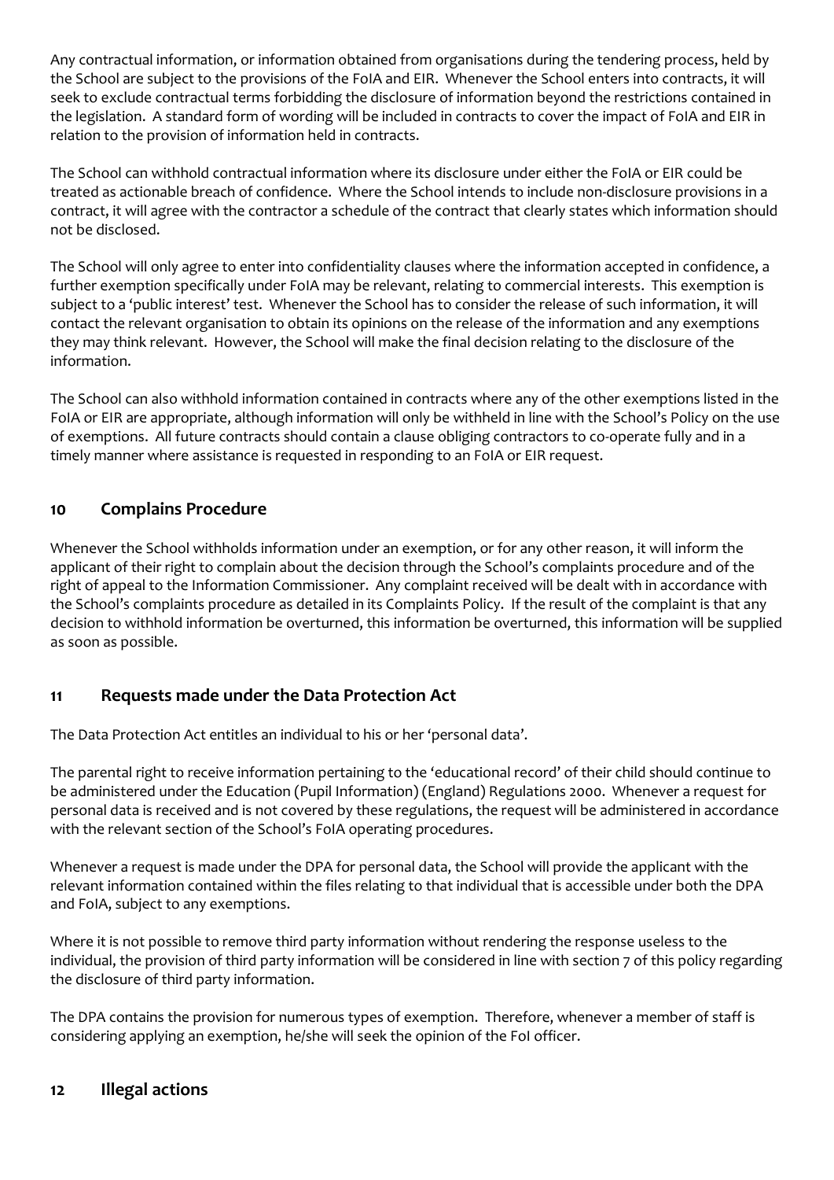Any contractual information, or information obtained from organisations during the tendering process, held by the School are subject to the provisions of the FoIA and EIR. Whenever the School enters into contracts, it will seek to exclude contractual terms forbidding the disclosure of information beyond the restrictions contained in the legislation. A standard form of wording will be included in contracts to cover the impact of FoIA and EIR in relation to the provision of information held in contracts.

The School can withhold contractual information where its disclosure under either the FoIA or EIR could be treated as actionable breach of confidence. Where the School intends to include non-disclosure provisions in a contract, it will agree with the contractor a schedule of the contract that clearly states which information should not be disclosed.

The School will only agree to enter into confidentiality clauses where the information accepted in confidence, a further exemption specifically under FoIA may be relevant, relating to commercial interests. This exemption is subject to a 'public interest' test. Whenever the School has to consider the release of such information, it will contact the relevant organisation to obtain its opinions on the release of the information and any exemptions they may think relevant. However, the School will make the final decision relating to the disclosure of the information.

The School can also withhold information contained in contracts where any of the other exemptions listed in the FoIA or EIR are appropriate, although information will only be withheld in line with the School's Policy on the use of exemptions. All future contracts should contain a clause obliging contractors to co-operate fully and in a timely manner where assistance is requested in responding to an FoIA or EIR request.

## 10 Complains Procedure

Whenever the School withholds information under an exemption, or for any other reason, it will inform the applicant of their right to complain about the decision through the School's complaints procedure and of the right of appeal to the Information Commissioner. Any complaint received will be dealt with in accordance with the School's complaints procedure as detailed in its Complaints Policy. If the result of the complaint is that any decision to withhold information be overturned, this information be overturned, this information will be supplied as soon as possible.

## 11 Requests made under the Data Protection Act

The Data Protection Act entitles an individual to his or her 'personal data'.

The parental right to receive information pertaining to the 'educational record' of their child should continue to be administered under the Education (Pupil Information) (England) Regulations 2000. Whenever a request for personal data is received and is not covered by these regulations, the request will be administered in accordance with the relevant section of the School's FoIA operating procedures.

Whenever a request is made under the DPA for personal data, the School will provide the applicant with the relevant information contained within the files relating to that individual that is accessible under both the DPA and FoIA, subject to any exemptions.

Where it is not possible to remove third party information without rendering the response useless to the individual, the provision of third party information will be considered in line with section 7 of this policy regarding the disclosure of third party information.

The DPA contains the provision for numerous types of exemption. Therefore, whenever a member of staff is considering applying an exemption, he/she will seek the opinion of the FoI officer.

## 12 Illegal actions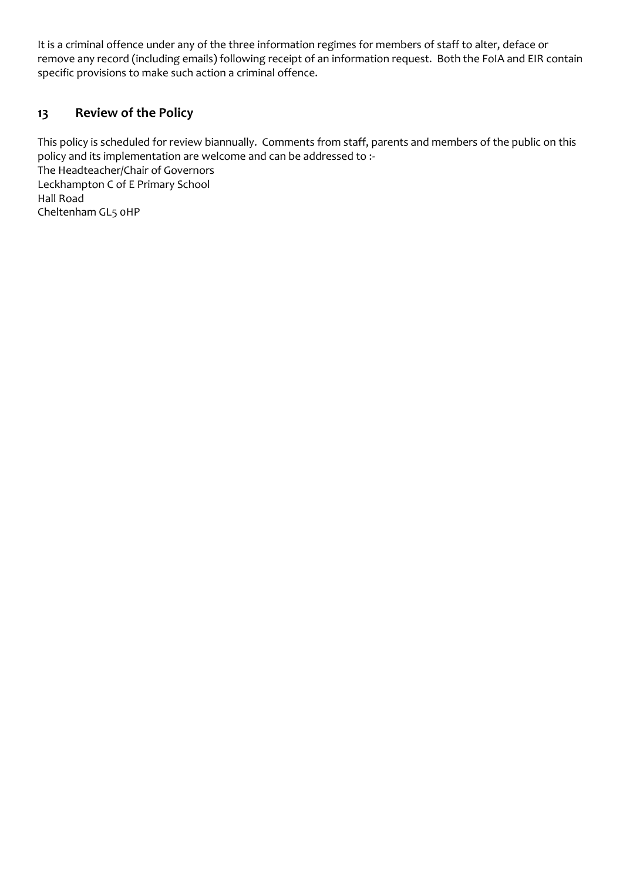It is a criminal offence under any of the three information regimes for members of staff to alter, deface or remove any record (including emails) following receipt of an information request. Both the FoIA and EIR contain specific provisions to make such action a criminal offence.

## 13 Review of the Policy

This policy is scheduled for review biannually. Comments from staff, parents and members of the public on this policy and its implementation are welcome and can be addressed to :-
The Headteacher/Chair of Governors
Leckhampton C of E Primary School
Hall Road
Cheltenham GL5 0HP